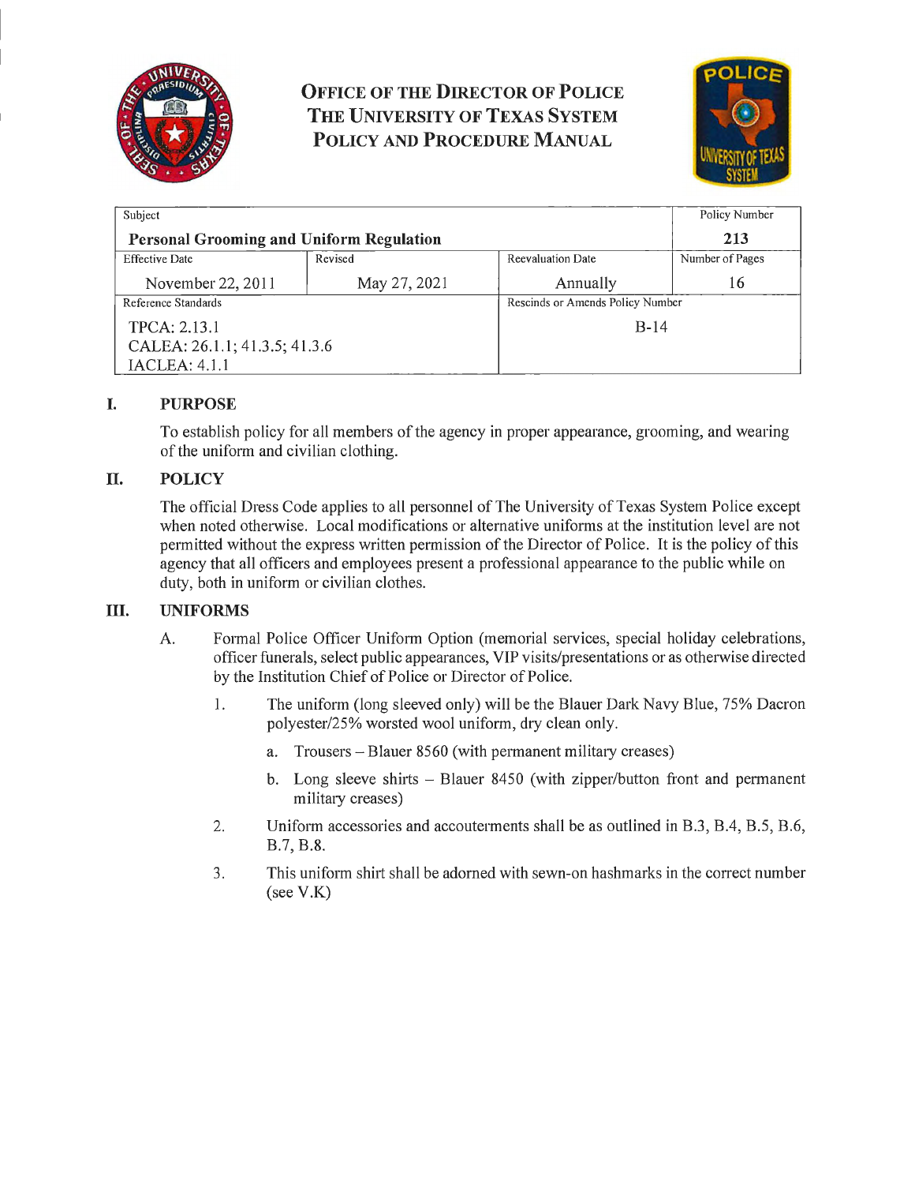# OFFICE OF THE DIRECTOR OF POLICE
# THE UNIVERSITY OF TEXAS SYSTEM
# POLICY AND PROCEDURE MANUAL

| Subject | | | Policy Number |
|---|---|---|---|
| **Personal Grooming and Uniform Regulation** | | | **213** |
| Effective Date | Revised | Reevaluation Date | Number of Pages |
| November 22, 2011 | May 27, 2021 | Annually | 16 |
| Reference Standards | | Rescinds or Amends Policy Number | |
| TPCA: 2.13.1<br>CALEA: 26.1.1; 41.3.5; 41.3.6<br>IACLEA: 4.1.1 | | B-14 | |

## I. PURPOSE

To establish policy for all members of the agency in proper appearance, grooming, and wearing of the uniform and civilian clothing.

## II. POLICY

The official Dress Code applies to all personnel of The University of Texas System Police except when noted otherwise. Local modifications or alternative uniforms at the institution level are not permitted without the express written permission of the Director of Police. It is the policy of this agency that all officers and employees present a professional appearance to the public while on duty, both in uniform or civilian clothes.

## III. UNIFORMS

A. Formal Police Officer Uniform Option (memorial services, special holiday celebrations, officer funerals, select public appearances, VIP visits/presentations or as otherwise directed by the Institution Chief of Police or Director of Police.

1. The uniform (long sleeved only) will be the Blauer Dark Navy Blue, 75% Dacron polyester/25% worsted wool uniform, dry clean only.

    a. Trousers – Blauer 8560 (with permanent military creases)

    b. Long sleeve shirts – Blauer 8450 (with zipper/button front and permanent military creases)

2. Uniform accessories and accouterments shall be as outlined in B.3, B.4, B.5, B.6, B.7, B.8.

3. This uniform shirt shall be adorned with sewn-on hashmarks in the correct number (see V.K)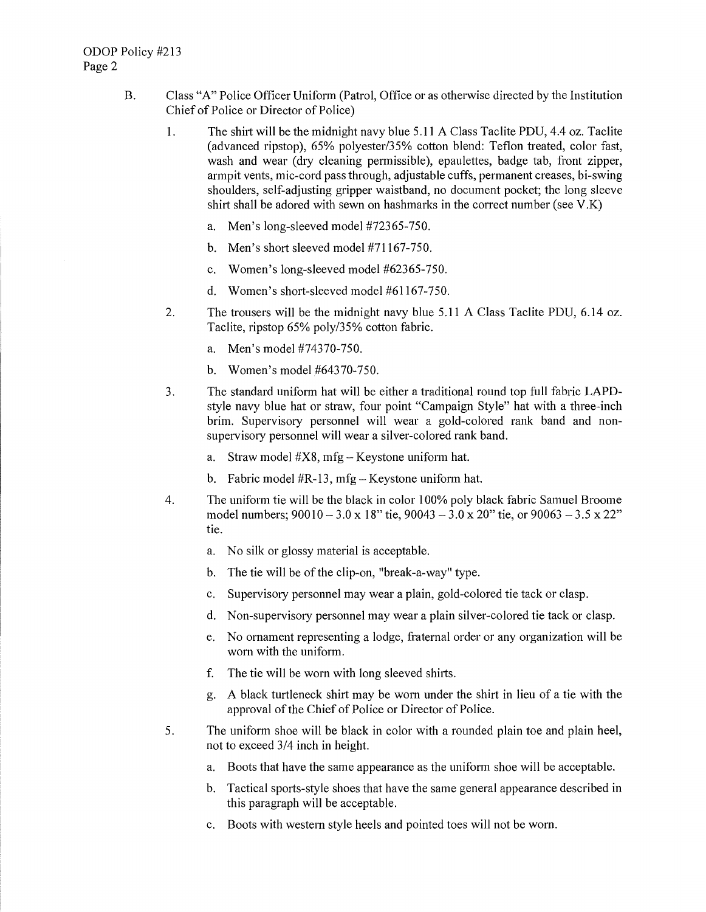B. Class "A" Police Officer Uniform (Patrol, Office or as otherwise directed by the Institution Chief of Police or Director of Police)

1. The shirt will be the midnight navy blue 5.11 A Class Taclite PDU, 4.4 oz. Taclite (advanced ripstop), 65% polyester/35% cotton blend: Teflon treated, color fast, wash and wear (dry cleaning permissible), epaulettes, badge tab, front zipper, armpit vents, mic-cord pass through, adjustable cuffs, permanent creases, bi-swing shoulders, self-adjusting gripper waistband, no document pocket; the long sleeve shirt shall be adored with sewn on hashmarks in the correct number (see V.K)

   a. Men's long-sleeved model #72365-750.

   b. Men's short sleeved model #71167-750.

   c. Women's long-sleeved model #62365-750.

   d. Women's short-sleeved model #61167-750.

2. The trousers will be the midnight navy blue 5.11 A Class Taclite PDU, 6.14 oz. Taclite, ripstop 65% poly/35% cotton fabric.

   a. Men's model #74370-750.

   b. Women's model #64370-750.

3. The standard uniform hat will be either a traditional round top full fabric LAPD-style navy blue hat or straw, four point "Campaign Style" hat with a three-inch brim. Supervisory personnel will wear a gold-colored rank band and non-supervisory personnel will wear a silver-colored rank band.

   a. Straw model #X8, mfg – Keystone uniform hat.

   b. Fabric model #R-13, mfg – Keystone uniform hat.

4. The uniform tie will be the black in color 100% poly black fabric Samuel Broome model numbers; 90010 – 3.0 x 18" tie, 90043 – 3.0 x 20" tie, or 90063 – 3.5 x 22" tie.

   a. No silk or glossy material is acceptable.

   b. The tie will be of the clip-on, "break-a-way" type.

   c. Supervisory personnel may wear a plain, gold-colored tie tack or clasp.

   d. Non-supervisory personnel may wear a plain silver-colored tie tack or clasp.

   e. No ornament representing a lodge, fraternal order or any organization will be worn with the uniform.

   f. The tie will be worn with long sleeved shirts.

   g. A black turtleneck shirt may be worn under the shirt in lieu of a tie with the approval of the Chief of Police or Director of Police.

5. The uniform shoe will be black in color with a rounded plain toe and plain heel, not to exceed 3/4 inch in height.

   a. Boots that have the same appearance as the uniform shoe will be acceptable.

   b. Tactical sports-style shoes that have the same general appearance described in this paragraph will be acceptable.

   c. Boots with western style heels and pointed toes will not be worn.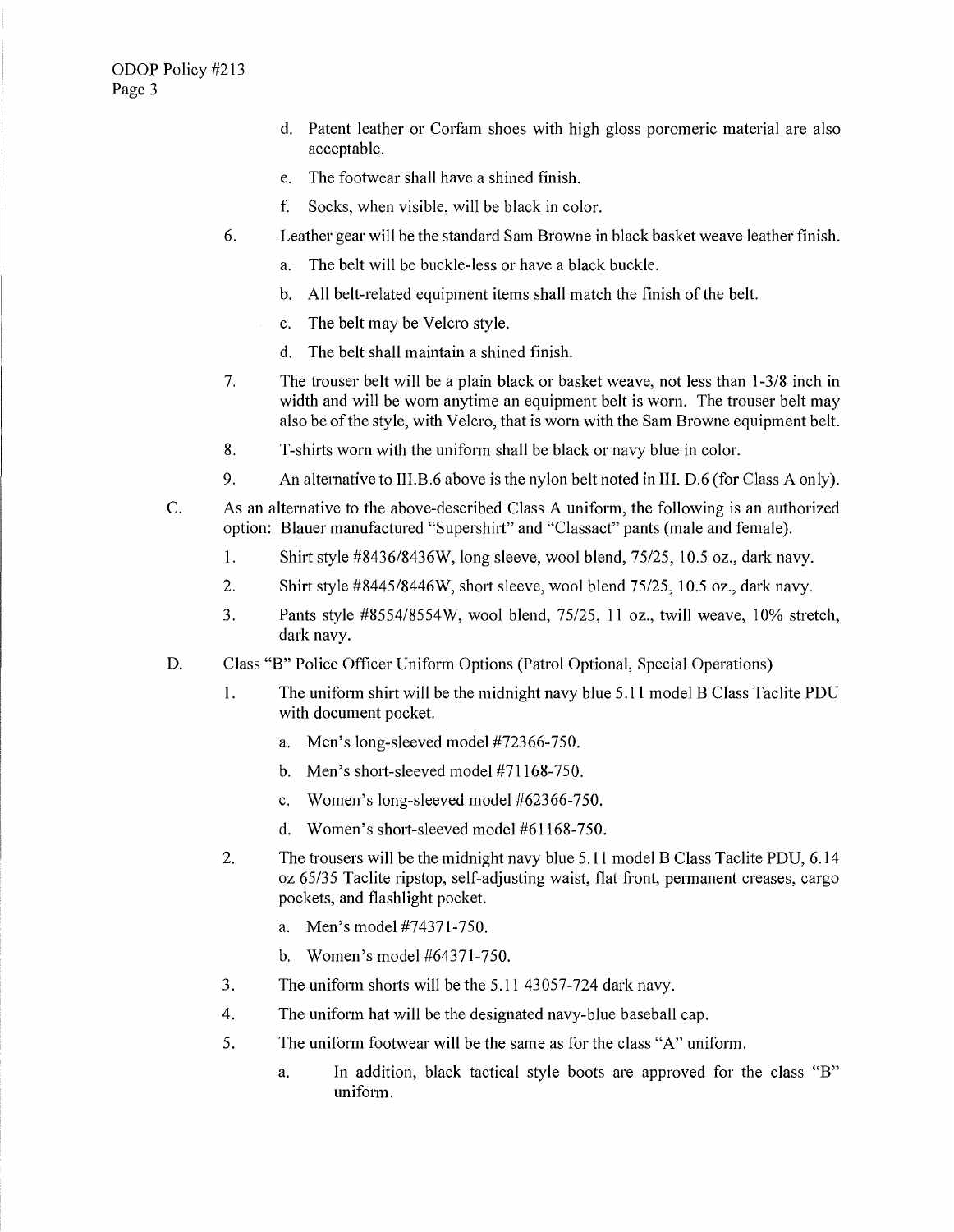d. Patent leather or Corfam shoes with high gloss poromeric material are also acceptable.

e. The footwear shall have a shined finish.

f. Socks, when visible, will be black in color.

6. Leather gear will be the standard Sam Browne in black basket weave leather finish.

   a. The belt will be buckle-less or have a black buckle.

   b. All belt-related equipment items shall match the finish of the belt.

   c. The belt may be Velcro style.

   d. The belt shall maintain a shined finish.

7. The trouser belt will be a plain black or basket weave, not less than 1-3/8 inch in width and will be worn anytime an equipment belt is worn. The trouser belt may also be of the style, with Velcro, that is worn with the Sam Browne equipment belt.

8. T-shirts worn with the uniform shall be black or navy blue in color.

9. An alternative to III.B.6 above is the nylon belt noted in III. D.6 (for Class A only).

C. As an alternative to the above-described Class A uniform, the following is an authorized option: Blauer manufactured "Supershirt" and "Classact" pants (male and female).

   1. Shirt style #8436/8436W, long sleeve, wool blend, 75/25, 10.5 oz., dark navy.

   2. Shirt style #8445/8446W, short sleeve, wool blend 75/25, 10.5 oz., dark navy.

   3. Pants style #8554/8554W, wool blend, 75/25, 11 oz., twill weave, 10% stretch, dark navy.

D. Class "B" Police Officer Uniform Options (Patrol Optional, Special Operations)

   1. The uniform shirt will be the midnight navy blue 5.11 model B Class Taclite PDU with document pocket.

      a. Men's long-sleeved model #72366-750.

      b. Men's short-sleeved model #71168-750.

      c. Women's long-sleeved model #62366-750.

      d. Women's short-sleeved model #61168-750.

   2. The trousers will be the midnight navy blue 5.11 model B Class Taclite PDU, 6.14 oz 65/35 Taclite ripstop, self-adjusting waist, flat front, permanent creases, cargo pockets, and flashlight pocket.

      a. Men's model #74371-750.

      b. Women's model #64371-750.

   3. The uniform shorts will be the 5.11 43057-724 dark navy.

   4. The uniform hat will be the designated navy-blue baseball cap.

   5. The uniform footwear will be the same as for the class "A" uniform.

      a. In addition, black tactical style boots are approved for the class "B" uniform.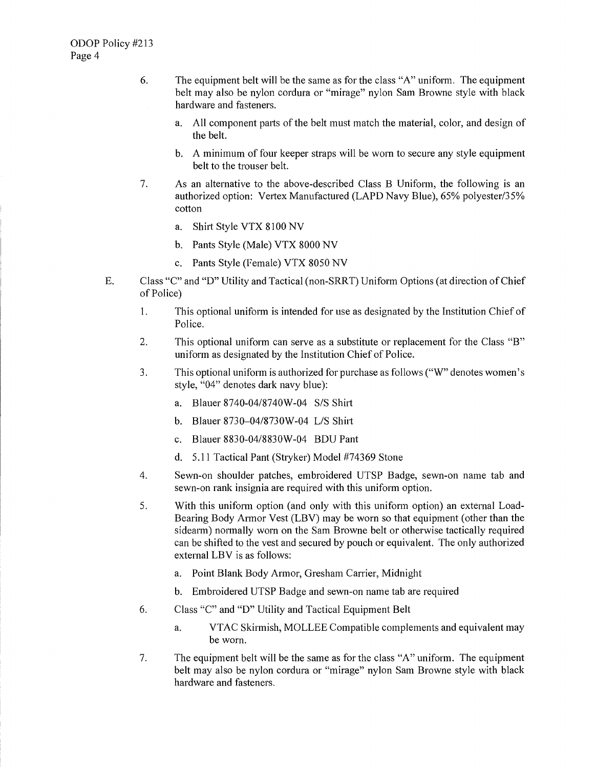6. The equipment belt will be the same as for the class "A" uniform. The equipment belt may also be nylon cordura or "mirage" nylon Sam Browne style with black hardware and fasteners.

   a. All component parts of the belt must match the material, color, and design of the belt.

   b. A minimum of four keeper straps will be worn to secure any style equipment belt to the trouser belt.

7. As an alternative to the above-described Class B Uniform, the following is an authorized option: Vertex Manufactured (LAPD Navy Blue), 65% polyester/35% cotton

   a. Shirt Style VTX 8100 NV

   b. Pants Style (Male) VTX 8000 NV

   c. Pants Style (Female) VTX 8050 NV

E. Class "C" and "D" Utility and Tactical (non-SRRT) Uniform Options (at direction of Chief of Police)

1. This optional uniform is intended for use as designated by the Institution Chief of Police.

2. This optional uniform can serve as a substitute or replacement for the Class "B" uniform as designated by the Institution Chief of Police.

3. This optional uniform is authorized for purchase as follows ("W" denotes women's style, "04" denotes dark navy blue):

   a. Blauer 8740-04/8740W-04 S/S Shirt

   b. Blauer 8730–04/8730W-04 L/S Shirt

   c. Blauer 8830-04/8830W-04 BDU Pant

   d. 5.11 Tactical Pant (Stryker) Model #74369 Stone

4. Sewn-on shoulder patches, embroidered UTSP Badge, sewn-on name tab and sewn-on rank insignia are required with this uniform option.

5. With this uniform option (and only with this uniform option) an external Load-Bearing Body Armor Vest (LBV) may be worn so that equipment (other than the sidearm) normally worn on the Sam Browne belt or otherwise tactically required can be shifted to the vest and secured by pouch or equivalent. The only authorized external LBV is as follows:

   a. Point Blank Body Armor, Gresham Carrier, Midnight

   b. Embroidered UTSP Badge and sewn-on name tab are required

6. Class "C" and "D" Utility and Tactical Equipment Belt

   a. VTAC Skirmish, MOLLEE Compatible complements and equivalent may be worn.

7. The equipment belt will be the same as for the class "A" uniform. The equipment belt may also be nylon cordura or "mirage" nylon Sam Browne style with black hardware and fasteners.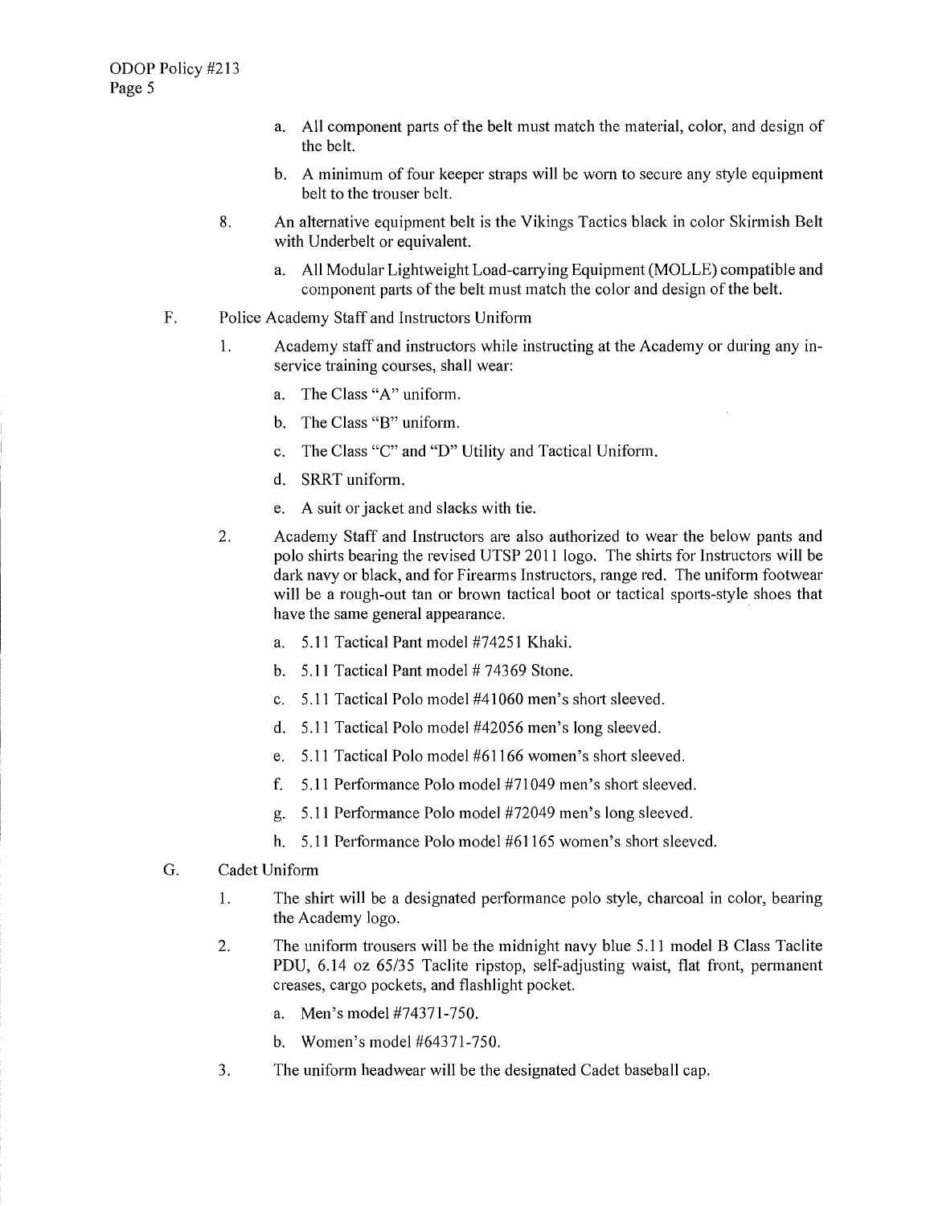a. All component parts of the belt must match the material, color, and design of the belt.

b. A minimum of four keeper straps will be worn to secure any style equipment belt to the trouser belt.

8. An alternative equipment belt is the Vikings Tactics black in color Skirmish Belt with Underbelt or equivalent.

   a. All Modular Lightweight Load-carrying Equipment (MOLLE) compatible and component parts of the belt must match the color and design of the belt.

F. Police Academy Staff and Instructors Uniform

1. Academy staff and instructors while instructing at the Academy or during any in-service training courses, shall wear:

   a. The Class "A" uniform.

   b. The Class "B" uniform.

   c. The Class "C" and "D" Utility and Tactical Uniform.

   d. SRRT uniform.

   e. A suit or jacket and slacks with tie.

2. Academy Staff and Instructors are also authorized to wear the below pants and polo shirts bearing the revised UTSP 2011 logo. The shirts for Instructors will be dark navy or black, and for Firearms Instructors, range red. The uniform footwear will be a rough-out tan or brown tactical boot or tactical sports-style shoes that have the same general appearance.

   a. 5.11 Tactical Pant model #74251 Khaki.

   b. 5.11 Tactical Pant model # 74369 Stone.

   c. 5.11 Tactical Polo model #41060 men's short sleeved.

   d. 5.11 Tactical Polo model #42056 men's long sleeved.

   e. 5.11 Tactical Polo model #61166 women's short sleeved.

   f. 5.11 Performance Polo model #71049 men's short sleeved.

   g. 5.11 Performance Polo model #72049 men's long sleeved.

   h. 5.11 Performance Polo model #61165 women's short sleeved.

G. Cadet Uniform

1. The shirt will be a designated performance polo style, charcoal in color, bearing the Academy logo.

2. The uniform trousers will be the midnight navy blue 5.11 model B Class Taclite PDU, 6.14 oz 65/35 Taclite ripstop, self-adjusting waist, flat front, permanent creases, cargo pockets, and flashlight pocket.

   a. Men's model #74371-750.

   b. Women's model #64371-750.

3. The uniform headwear will be the designated Cadet baseball cap.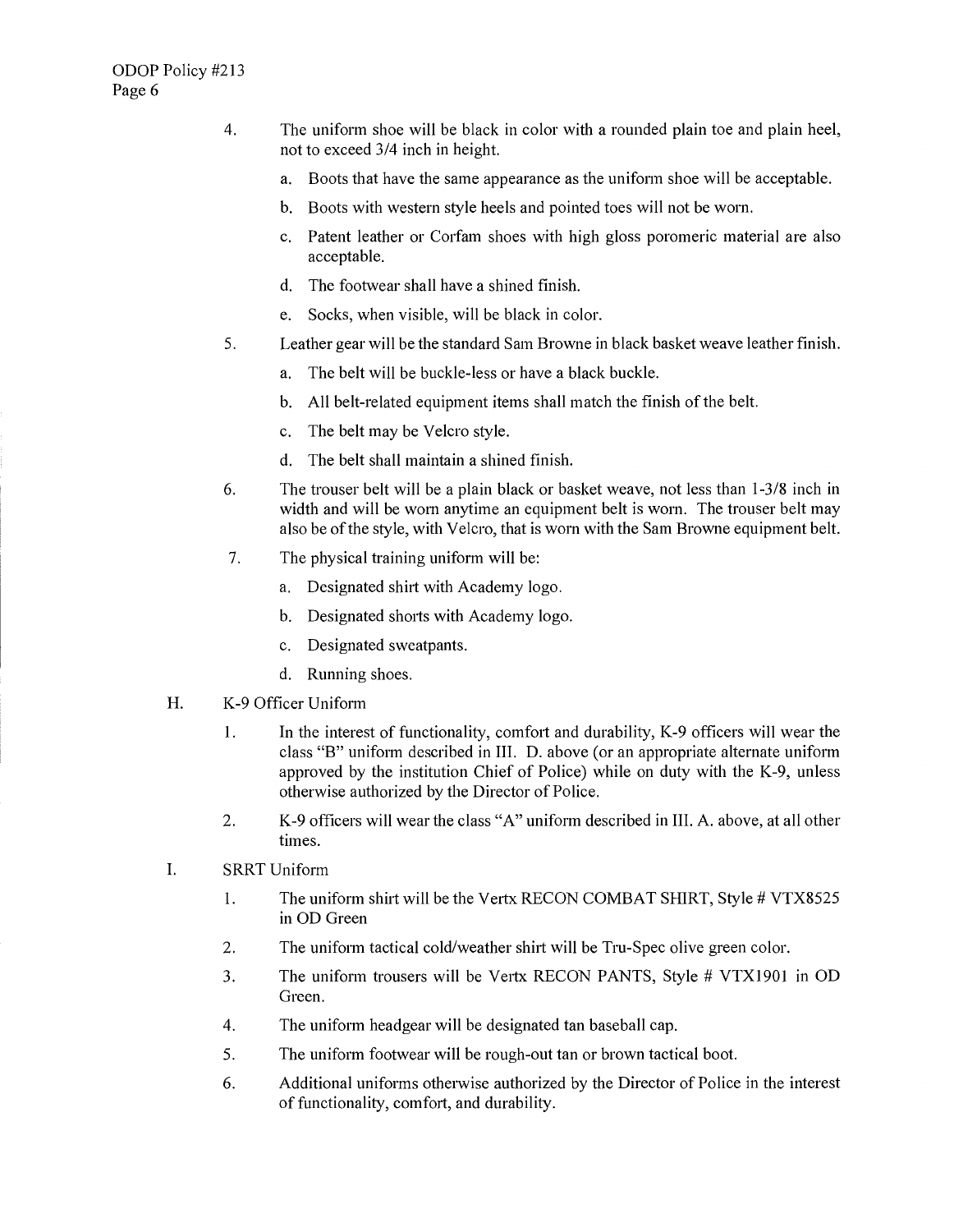4. The uniform shoe will be black in color with a rounded plain toe and plain heel, not to exceed 3/4 inch in height.
   a. Boots that have the same appearance as the uniform shoe will be acceptable.
   b. Boots with western style heels and pointed toes will not be worn.
   c. Patent leather or Corfam shoes with high gloss poromeric material are also acceptable.
   d. The footwear shall have a shined finish.
   e. Socks, when visible, will be black in color.
5. Leather gear will be the standard Sam Browne in black basket weave leather finish.
   a. The belt will be buckle-less or have a black buckle.
   b. All belt-related equipment items shall match the finish of the belt.
   c. The belt may be Velcro style.
   d. The belt shall maintain a shined finish.
6. The trouser belt will be a plain black or basket weave, not less than 1-3/8 inch in width and will be worn anytime an equipment belt is worn. The trouser belt may also be of the style, with Velcro, that is worn with the Sam Browne equipment belt.
7. The physical training uniform will be:
   a. Designated shirt with Academy logo.
   b. Designated shorts with Academy logo.
   c. Designated sweatpants.
   d. Running shoes.

H. K-9 Officer Uniform

1. In the interest of functionality, comfort and durability, K-9 officers will wear the class "B" uniform described in III. D. above (or an appropriate alternate uniform approved by the institution Chief of Police) while on duty with the K-9, unless otherwise authorized by the Director of Police.
2. K-9 officers will wear the class "A" uniform described in III. A. above, at all other times.

I. SRRT Uniform

1. The uniform shirt will be the Vertx RECON COMBAT SHIRT, Style # VTX8525 in OD Green
2. The uniform tactical cold/weather shirt will be Tru-Spec olive green color.
3. The uniform trousers will be Vertx RECON PANTS, Style # VTX1901 in OD Green.
4. The uniform headgear will be designated tan baseball cap.
5. The uniform footwear will be rough-out tan or brown tactical boot.
6. Additional uniforms otherwise authorized by the Director of Police in the interest of functionality, comfort, and durability.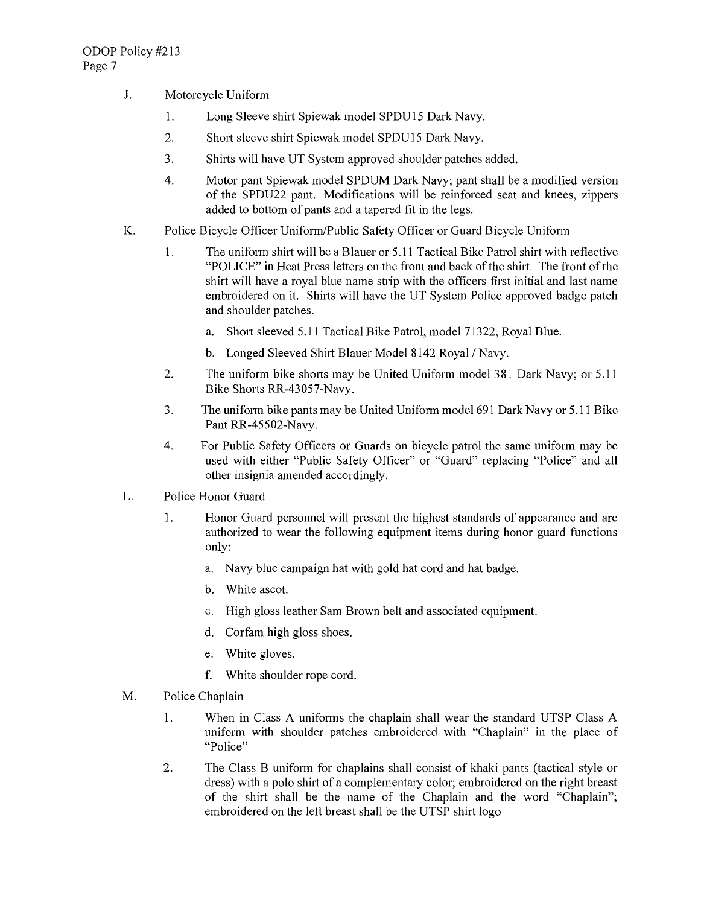J. Motorcycle Uniform

1. Long Sleeve shirt Spiewak model SPDU15 Dark Navy.
2. Short sleeve shirt Spiewak model SPDU15 Dark Navy.
3. Shirts will have UT System approved shoulder patches added.
4. Motor pant Spiewak model SPDUM Dark Navy; pant shall be a modified version of the SPDU22 pant. Modifications will be reinforced seat and knees, zippers added to bottom of pants and a tapered fit in the legs.

K. Police Bicycle Officer Uniform/Public Safety Officer or Guard Bicycle Uniform

1. The uniform shirt will be a Blauer or 5.11 Tactical Bike Patrol shirt with reflective "POLICE" in Heat Press letters on the front and back of the shirt. The front of the shirt will have a royal blue name strip with the officers first initial and last name embroidered on it. Shirts will have the UT System Police approved badge patch and shoulder patches.
   a. Short sleeved 5.11 Tactical Bike Patrol, model 71322, Royal Blue.
   b. Longed Sleeved Shirt Blauer Model 8142 Royal / Navy.
2. The uniform bike shorts may be United Uniform model 381 Dark Navy; or 5.11 Bike Shorts RR-43057-Navy.
3. The uniform bike pants may be United Uniform model 691 Dark Navy or 5.11 Bike Pant RR-45502-Navy.
4. For Public Safety Officers or Guards on bicycle patrol the same uniform may be used with either "Public Safety Officer" or "Guard" replacing "Police" and all other insignia amended accordingly.

L. Police Honor Guard

1. Honor Guard personnel will present the highest standards of appearance and are authorized to wear the following equipment items during honor guard functions only:
   a. Navy blue campaign hat with gold hat cord and hat badge.
   b. White ascot.
   c. High gloss leather Sam Brown belt and associated equipment.
   d. Corfam high gloss shoes.
   e. White gloves.
   f. White shoulder rope cord.

M. Police Chaplain

1. When in Class A uniforms the chaplain shall wear the standard UTSP Class A uniform with shoulder patches embroidered with "Chaplain" in the place of "Police"
2. The Class B uniform for chaplains shall consist of khaki pants (tactical style or dress) with a polo shirt of a complementary color; embroidered on the right breast of the shirt shall be the name of the Chaplain and the word "Chaplain"; embroidered on the left breast shall be the UTSP shirt logo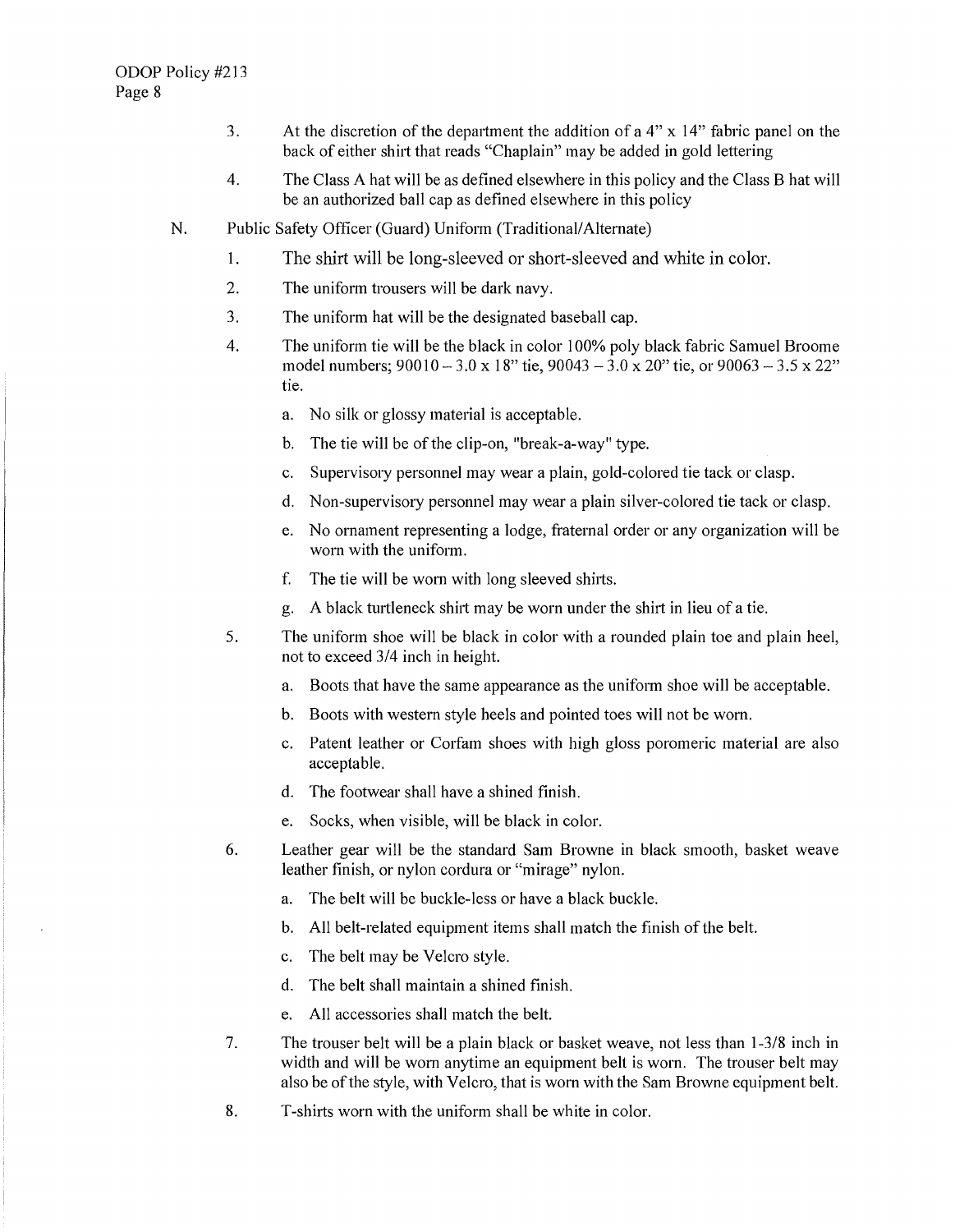3. At the discretion of the department the addition of a 4" x 14" fabric panel on the back of either shirt that reads "Chaplain" may be added in gold lettering

4. The Class A hat will be as defined elsewhere in this policy and the Class B hat will be an authorized ball cap as defined elsewhere in this policy

N. Public Safety Officer (Guard) Uniform (Traditional/Alternate)

1. The shirt will be long-sleeved or short-sleeved and white in color.

2. The uniform trousers will be dark navy.

3. The uniform hat will be the designated baseball cap.

4. The uniform tie will be the black in color 100% poly black fabric Samuel Broome model numbers; 90010 – 3.0 x 18" tie, 90043 – 3.0 x 20" tie, or 90063 – 3.5 x 22" tie.

   a. No silk or glossy material is acceptable.

   b. The tie will be of the clip-on, "break-a-way" type.

   c. Supervisory personnel may wear a plain, gold-colored tie tack or clasp.

   d. Non-supervisory personnel may wear a plain silver-colored tie tack or clasp.

   e. No ornament representing a lodge, fraternal order or any organization will be worn with the uniform.

   f. The tie will be worn with long sleeved shirts.

   g. A black turtleneck shirt may be worn under the shirt in lieu of a tie.

5. The uniform shoe will be black in color with a rounded plain toe and plain heel, not to exceed 3/4 inch in height.

   a. Boots that have the same appearance as the uniform shoe will be acceptable.

   b. Boots with western style heels and pointed toes will not be worn.

   c. Patent leather or Corfam shoes with high gloss poromeric material are also acceptable.

   d. The footwear shall have a shined finish.

   e. Socks, when visible, will be black in color.

6. Leather gear will be the standard Sam Browne in black smooth, basket weave leather finish, or nylon cordura or "mirage" nylon.

   a. The belt will be buckle-less or have a black buckle.

   b. All belt-related equipment items shall match the finish of the belt.

   c. The belt may be Velcro style.

   d. The belt shall maintain a shined finish.

   e. All accessories shall match the belt.

7. The trouser belt will be a plain black or basket weave, not less than 1-3/8 inch in width and will be worn anytime an equipment belt is worn. The trouser belt may also be of the style, with Velcro, that is worn with the Sam Browne equipment belt.

8. T-shirts worn with the uniform shall be white in color.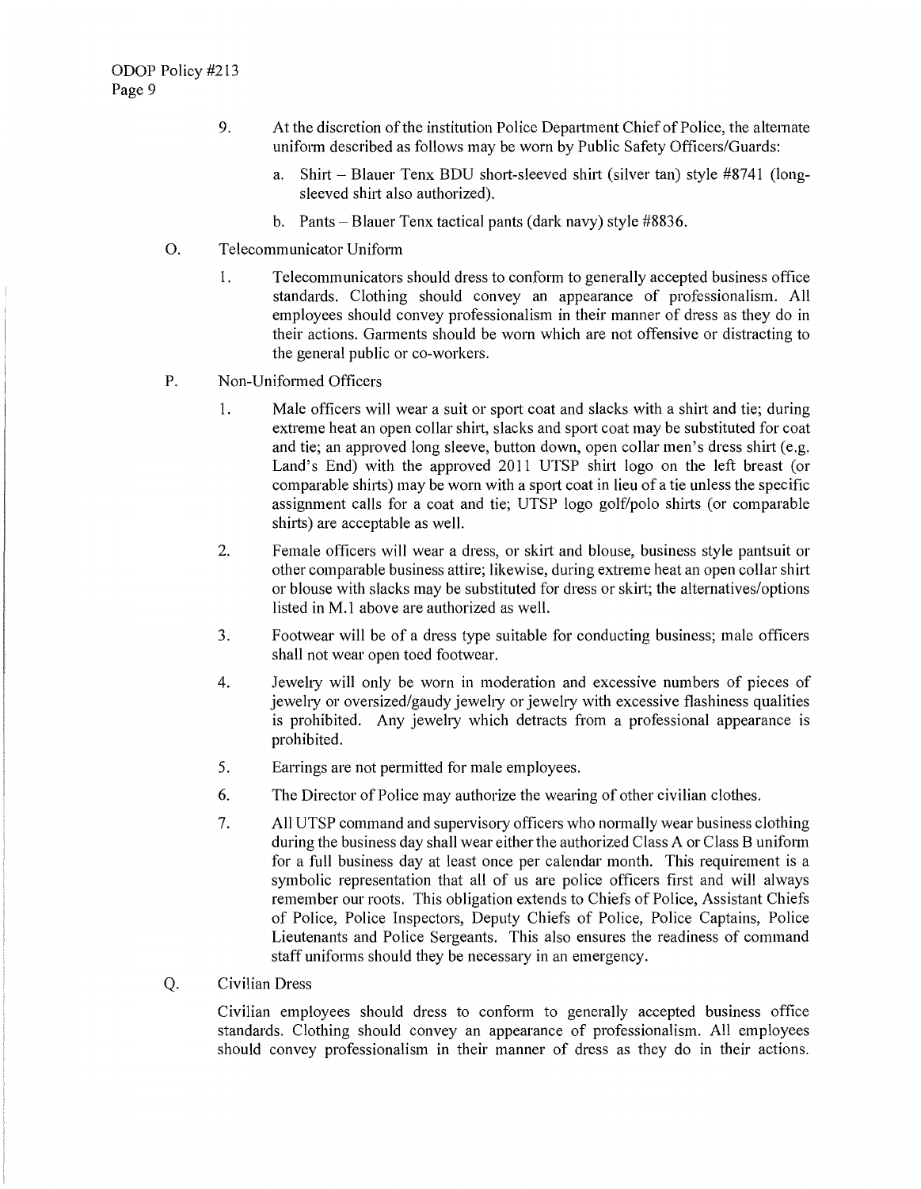9. At the discretion of the institution Police Department Chief of Police, the alternate uniform described as follows may be worn by Public Safety Officers/Guards:

   a. Shirt – Blauer Tenx BDU short-sleeved shirt (silver tan) style #8741 (long-sleeved shirt also authorized).

   b. Pants – Blauer Tenx tactical pants (dark navy) style #8836.

O. Telecommunicator Uniform

1. Telecommunicators should dress to conform to generally accepted business office standards. Clothing should convey an appearance of professionalism. All employees should convey professionalism in their manner of dress as they do in their actions. Garments should be worn which are not offensive or distracting to the general public or co-workers.

P. Non-Uniformed Officers

1. Male officers will wear a suit or sport coat and slacks with a shirt and tie; during extreme heat an open collar shirt, slacks and sport coat may be substituted for coat and tie; an approved long sleeve, button down, open collar men's dress shirt (e.g. Land's End) with the approved 2011 UTSP shirt logo on the left breast (or comparable shirts) may be worn with a sport coat in lieu of a tie unless the specific assignment calls for a coat and tie; UTSP logo golf/polo shirts (or comparable shirts) are acceptable as well.

2. Female officers will wear a dress, or skirt and blouse, business style pantsuit or other comparable business attire; likewise, during extreme heat an open collar shirt or blouse with slacks may be substituted for dress or skirt; the alternatives/options listed in M.1 above are authorized as well.

3. Footwear will be of a dress type suitable for conducting business; male officers shall not wear open toed footwear.

4. Jewelry will only be worn in moderation and excessive numbers of pieces of jewelry or oversized/gaudy jewelry or jewelry with excessive flashiness qualities is prohibited. Any jewelry which detracts from a professional appearance is prohibited.

5. Earrings are not permitted for male employees.

6. The Director of Police may authorize the wearing of other civilian clothes.

7. All UTSP command and supervisory officers who normally wear business clothing during the business day shall wear either the authorized Class A or Class B uniform for a full business day at least once per calendar month. This requirement is a symbolic representation that all of us are police officers first and will always remember our roots. This obligation extends to Chiefs of Police, Assistant Chiefs of Police, Police Inspectors, Deputy Chiefs of Police, Police Captains, Police Lieutenants and Police Sergeants. This also ensures the readiness of command staff uniforms should they be necessary in an emergency.

Q. Civilian Dress

Civilian employees should dress to conform to generally accepted business office standards. Clothing should convey an appearance of professionalism. All employees should convey professionalism in their manner of dress as they do in their actions.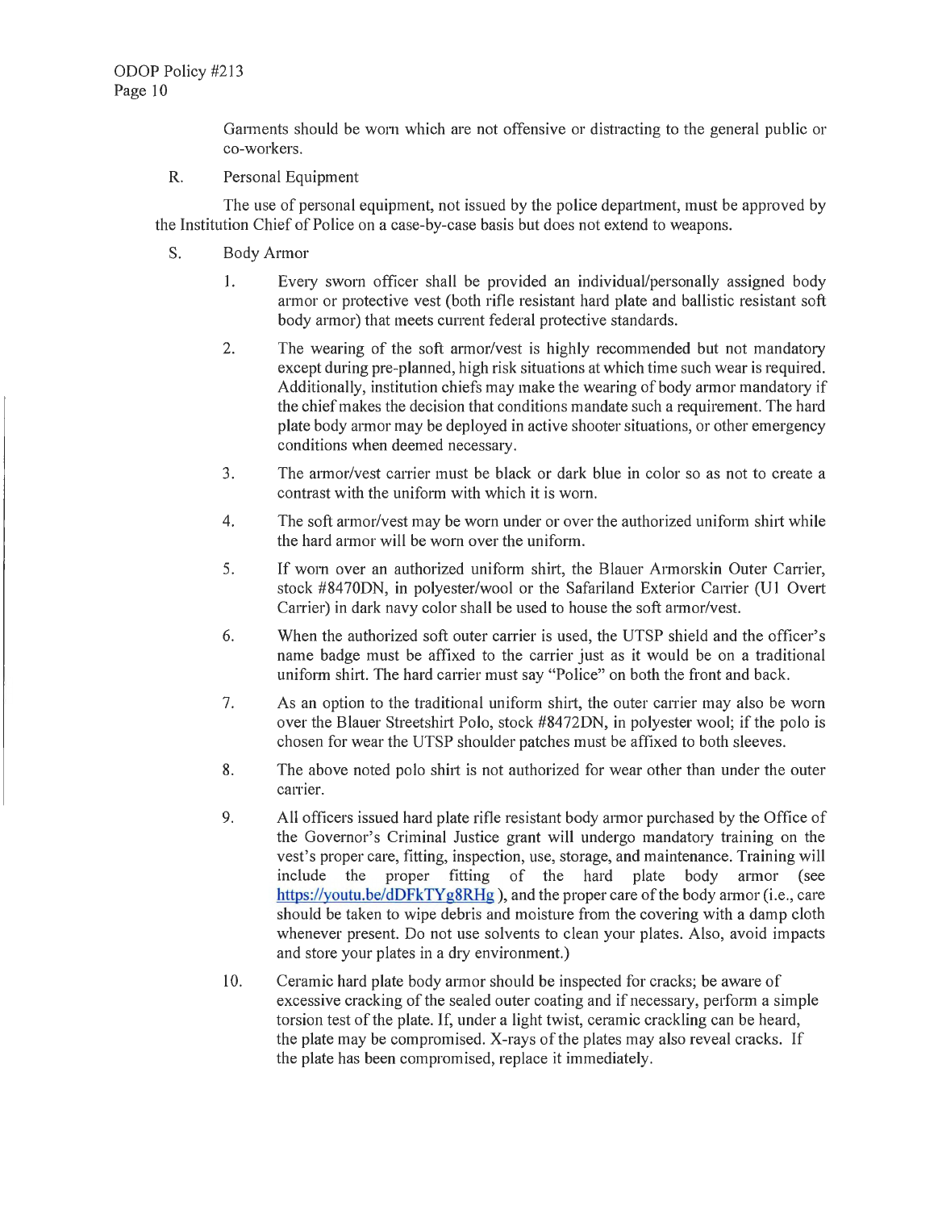Garments should be worn which are not offensive or distracting to the general public or co-workers.

R. Personal Equipment

The use of personal equipment, not issued by the police department, must be approved by the Institution Chief of Police on a case-by-case basis but does not extend to weapons.

S. Body Armor

1. Every sworn officer shall be provided an individual/personally assigned body armor or protective vest (both rifle resistant hard plate and ballistic resistant soft body armor) that meets current federal protective standards.

2. The wearing of the soft armor/vest is highly recommended but not mandatory except during pre-planned, high risk situations at which time such wear is required. Additionally, institution chiefs may make the wearing of body armor mandatory if the chief makes the decision that conditions mandate such a requirement. The hard plate body armor may be deployed in active shooter situations, or other emergency conditions when deemed necessary.

3. The armor/vest carrier must be black or dark blue in color so as not to create a contrast with the uniform with which it is worn.

4. The soft armor/vest may be worn under or over the authorized uniform shirt while the hard armor will be worn over the uniform.

5. If worn over an authorized uniform shirt, the Blauer Armorskin Outer Carrier, stock #8470DN, in polyester/wool or the Safariland Exterior Carrier (U1 Overt Carrier) in dark navy color shall be used to house the soft armor/vest.

6. When the authorized soft outer carrier is used, the UTSP shield and the officer's name badge must be affixed to the carrier just as it would be on a traditional uniform shirt. The hard carrier must say "Police" on both the front and back.

7. As an option to the traditional uniform shirt, the outer carrier may also be worn over the Blauer Streetshirt Polo, stock #8472DN, in polyester wool; if the polo is chosen for wear the UTSP shoulder patches must be affixed to both sleeves.

8. The above noted polo shirt is not authorized for wear other than under the outer carrier.

9. All officers issued hard plate rifle resistant body armor purchased by the Office of the Governor's Criminal Justice grant will undergo mandatory training on the vest's proper care, fitting, inspection, use, storage, and maintenance. Training will include the proper fitting of the hard plate body armor (see https://youtu.be/dDFkTYg8RHg ), and the proper care of the body armor (i.e., care should be taken to wipe debris and moisture from the covering with a damp cloth whenever present. Do not use solvents to clean your plates. Also, avoid impacts and store your plates in a dry environment.)

10. Ceramic hard plate body armor should be inspected for cracks; be aware of excessive cracking of the sealed outer coating and if necessary, perform a simple torsion test of the plate. If, under a light twist, ceramic crackling can be heard, the plate may be compromised. X-rays of the plates may also reveal cracks. If the plate has been compromised, replace it immediately.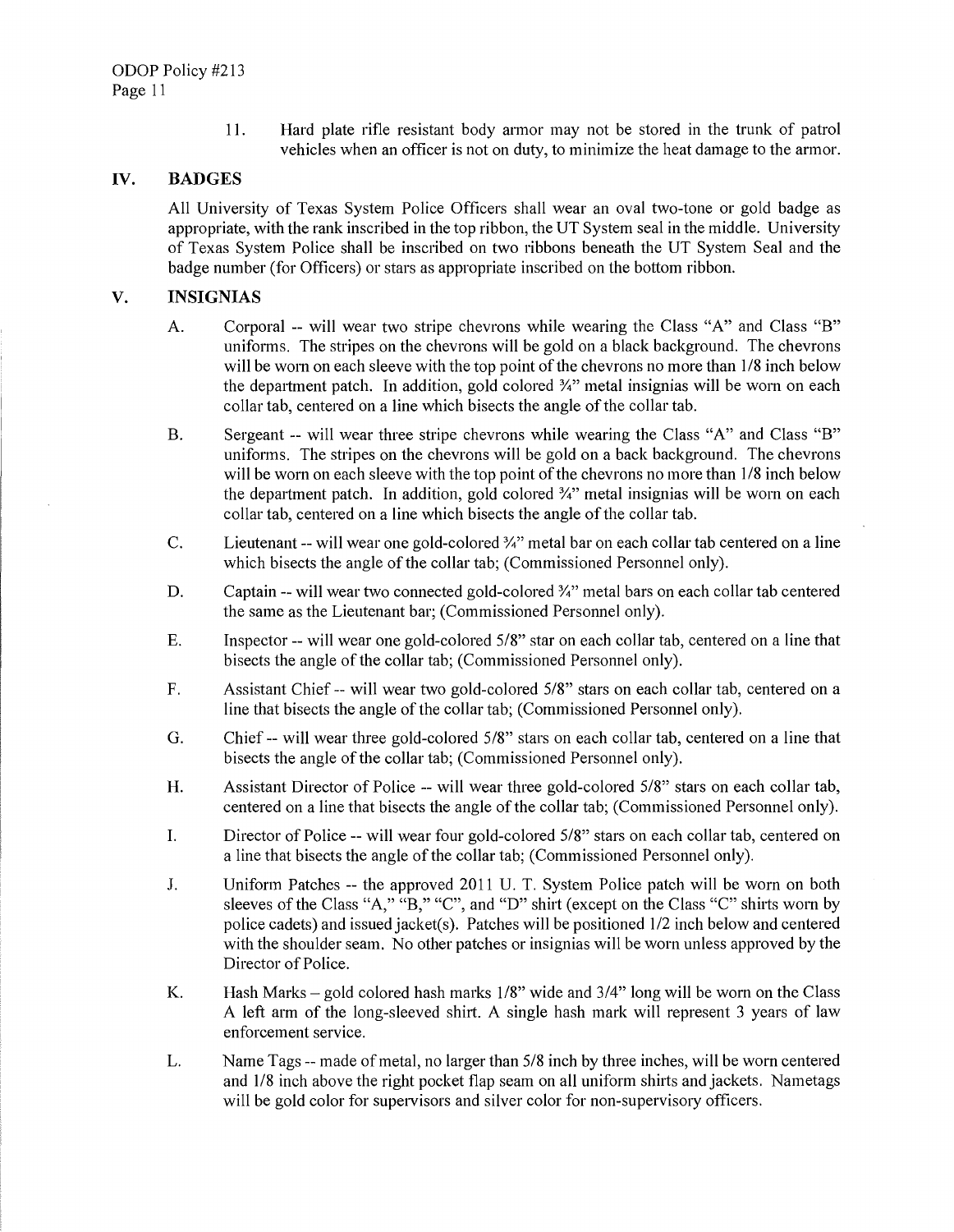11. Hard plate rifle resistant body armor may not be stored in the trunk of patrol vehicles when an officer is not on duty, to minimize the heat damage to the armor.

## IV. BADGES

All University of Texas System Police Officers shall wear an oval two-tone or gold badge as appropriate, with the rank inscribed in the top ribbon, the UT System seal in the middle. University of Texas System Police shall be inscribed on two ribbons beneath the UT System Seal and the badge number (for Officers) or stars as appropriate inscribed on the bottom ribbon.

## V. INSIGNIAS

A. Corporal -- will wear two stripe chevrons while wearing the Class "A" and Class "B" uniforms. The stripes on the chevrons will be gold on a black background. The chevrons will be worn on each sleeve with the top point of the chevrons no more than 1/8 inch below the department patch. In addition, gold colored ¾" metal insignias will be worn on each collar tab, centered on a line which bisects the angle of the collar tab.

B. Sergeant -- will wear three stripe chevrons while wearing the Class "A" and Class "B" uniforms. The stripes on the chevrons will be gold on a back background. The chevrons will be worn on each sleeve with the top point of the chevrons no more than 1/8 inch below the department patch. In addition, gold colored ¾" metal insignias will be worn on each collar tab, centered on a line which bisects the angle of the collar tab.

C. Lieutenant -- will wear one gold-colored ¾" metal bar on each collar tab centered on a line which bisects the angle of the collar tab; (Commissioned Personnel only).

D. Captain -- will wear two connected gold-colored ¾" metal bars on each collar tab centered the same as the Lieutenant bar; (Commissioned Personnel only).

E. Inspector -- will wear one gold-colored 5/8" star on each collar tab, centered on a line that bisects the angle of the collar tab; (Commissioned Personnel only).

F. Assistant Chief -- will wear two gold-colored 5/8" stars on each collar tab, centered on a line that bisects the angle of the collar tab; (Commissioned Personnel only).

G. Chief -- will wear three gold-colored 5/8" stars on each collar tab, centered on a line that bisects the angle of the collar tab; (Commissioned Personnel only).

H. Assistant Director of Police -- will wear three gold-colored 5/8" stars on each collar tab, centered on a line that bisects the angle of the collar tab; (Commissioned Personnel only).

I. Director of Police -- will wear four gold-colored 5/8" stars on each collar tab, centered on a line that bisects the angle of the collar tab; (Commissioned Personnel only).

J. Uniform Patches -- the approved 2011 U. T. System Police patch will be worn on both sleeves of the Class "A," "B," "C", and "D" shirt (except on the Class "C" shirts worn by police cadets) and issued jacket(s). Patches will be positioned 1/2 inch below and centered with the shoulder seam. No other patches or insignias will be worn unless approved by the Director of Police.

K. Hash Marks – gold colored hash marks 1/8" wide and 3/4" long will be worn on the Class A left arm of the long-sleeved shirt. A single hash mark will represent 3 years of law enforcement service.

L. Name Tags -- made of metal, no larger than 5/8 inch by three inches, will be worn centered and 1/8 inch above the right pocket flap seam on all uniform shirts and jackets. Nametags will be gold color for supervisors and silver color for non-supervisory officers.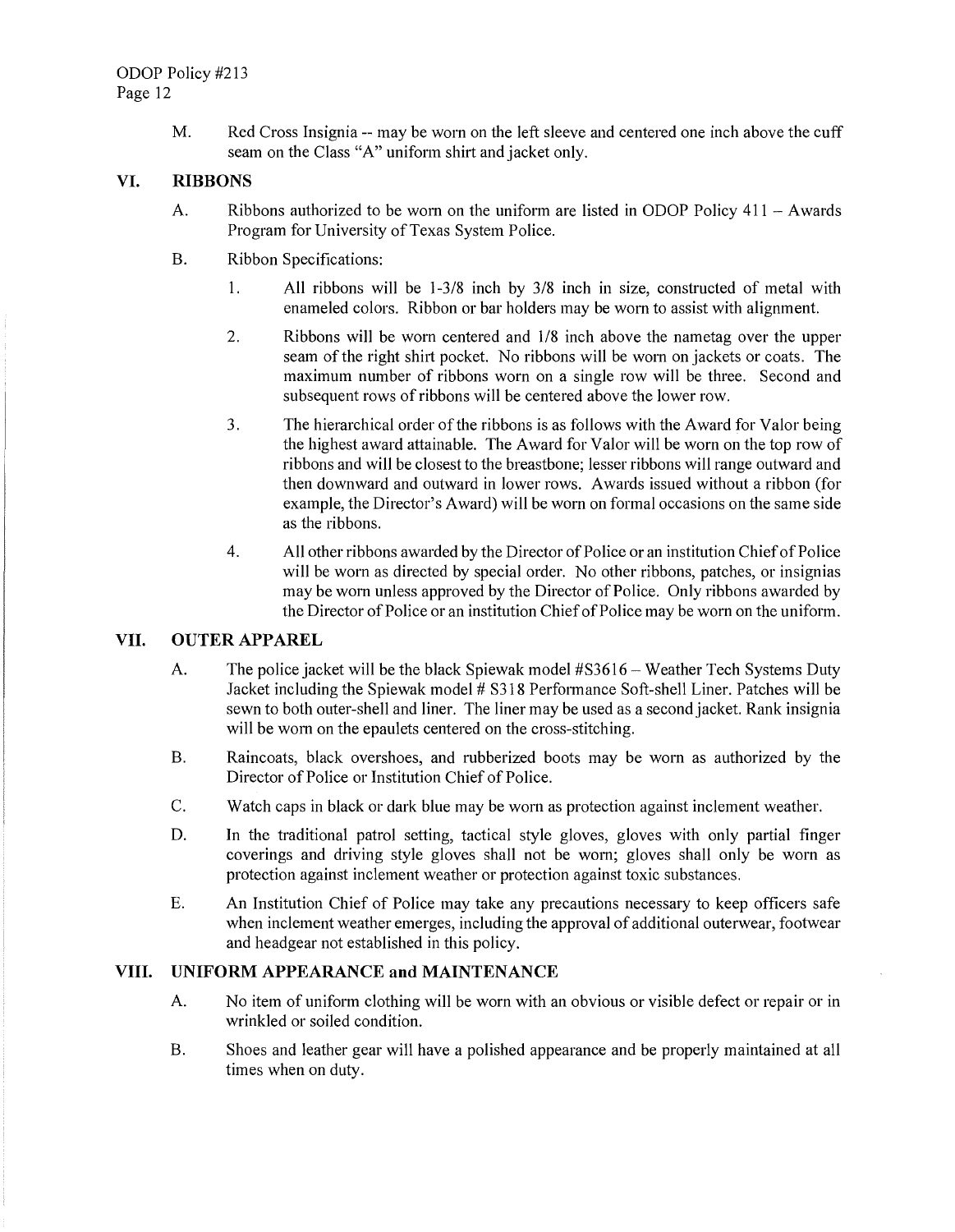M. Red Cross Insignia -- may be worn on the left sleeve and centered one inch above the cuff seam on the Class "A" uniform shirt and jacket only.

## VI. RIBBONS

A. Ribbons authorized to be worn on the uniform are listed in ODOP Policy 411 – Awards Program for University of Texas System Police.

B. Ribbon Specifications:

1. All ribbons will be 1-3/8 inch by 3/8 inch in size, constructed of metal with enameled colors. Ribbon or bar holders may be worn to assist with alignment.

2. Ribbons will be worn centered and 1/8 inch above the nametag over the upper seam of the right shirt pocket. No ribbons will be worn on jackets or coats. The maximum number of ribbons worn on a single row will be three. Second and subsequent rows of ribbons will be centered above the lower row.

3. The hierarchical order of the ribbons is as follows with the Award for Valor being the highest award attainable. The Award for Valor will be worn on the top row of ribbons and will be closest to the breastbone; lesser ribbons will range outward and then downward and outward in lower rows. Awards issued without a ribbon (for example, the Director's Award) will be worn on formal occasions on the same side as the ribbons.

4. All other ribbons awarded by the Director of Police or an institution Chief of Police will be worn as directed by special order. No other ribbons, patches, or insignias may be worn unless approved by the Director of Police. Only ribbons awarded by the Director of Police or an institution Chief of Police may be worn on the uniform.

## VII. OUTER APPAREL

A. The police jacket will be the black Spiewak model #S3616 – Weather Tech Systems Duty Jacket including the Spiewak model # S318 Performance Soft-shell Liner. Patches will be sewn to both outer-shell and liner. The liner may be used as a second jacket. Rank insignia will be worn on the epaulets centered on the cross-stitching.

B. Raincoats, black overshoes, and rubberized boots may be worn as authorized by the Director of Police or Institution Chief of Police.

C. Watch caps in black or dark blue may be worn as protection against inclement weather.

D. In the traditional patrol setting, tactical style gloves, gloves with only partial finger coverings and driving style gloves shall not be worn; gloves shall only be worn as protection against inclement weather or protection against toxic substances.

E. An Institution Chief of Police may take any precautions necessary to keep officers safe when inclement weather emerges, including the approval of additional outerwear, footwear and headgear not established in this policy.

## VIII. UNIFORM APPEARANCE and MAINTENANCE

A. No item of uniform clothing will be worn with an obvious or visible defect or repair or in wrinkled or soiled condition.

B. Shoes and leather gear will have a polished appearance and be properly maintained at all times when on duty.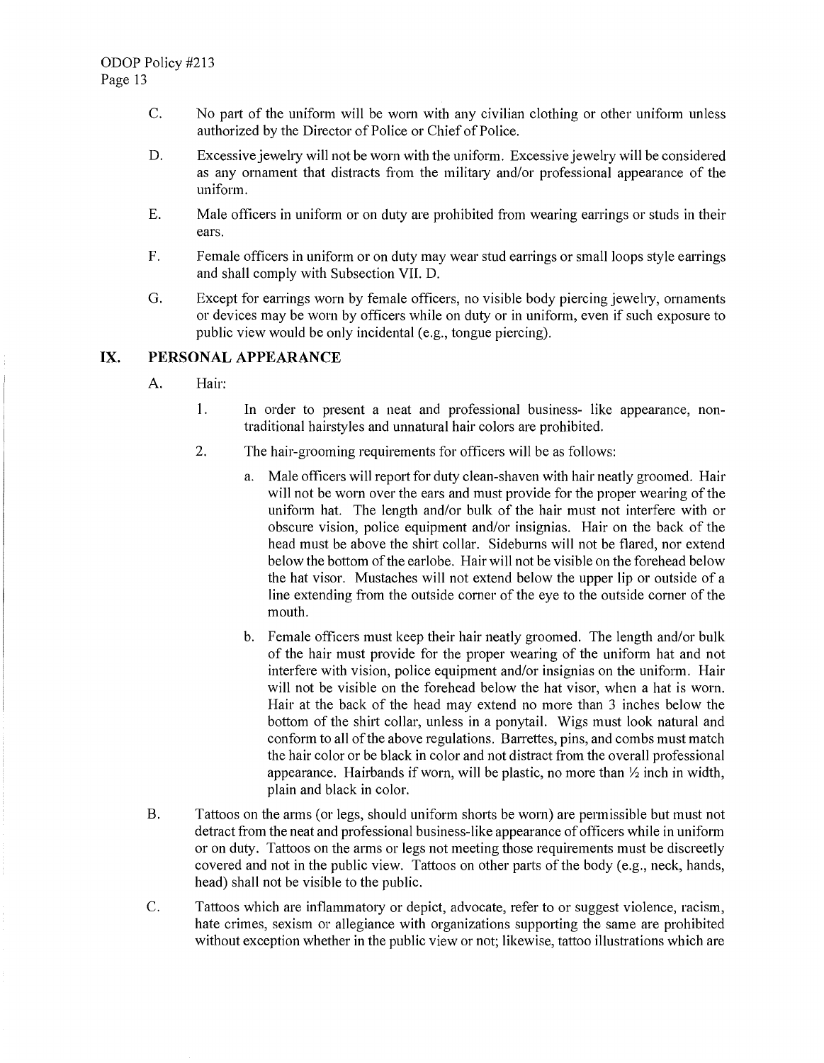C. No part of the uniform will be worn with any civilian clothing or other uniform unless authorized by the Director of Police or Chief of Police.

D. Excessive jewelry will not be worn with the uniform. Excessive jewelry will be considered as any ornament that distracts from the military and/or professional appearance of the uniform.

E. Male officers in uniform or on duty are prohibited from wearing earrings or studs in their ears.

F. Female officers in uniform or on duty may wear stud earrings or small loops style earrings and shall comply with Subsection VII. D.

G. Except for earrings worn by female officers, no visible body piercing jewelry, ornaments or devices may be worn by officers while on duty or in uniform, even if such exposure to public view would be only incidental (e.g., tongue piercing).

## IX. PERSONAL APPEARANCE

A. Hair:

1. In order to present a neat and professional business- like appearance, non-traditional hairstyles and unnatural hair colors are prohibited.

2. The hair-grooming requirements for officers will be as follows:

   a. Male officers will report for duty clean-shaven with hair neatly groomed. Hair will not be worn over the ears and must provide for the proper wearing of the uniform hat. The length and/or bulk of the hair must not interfere with or obscure vision, police equipment and/or insignias. Hair on the back of the head must be above the shirt collar. Sideburns will not be flared, nor extend below the bottom of the earlobe. Hair will not be visible on the forehead below the hat visor. Mustaches will not extend below the upper lip or outside of a line extending from the outside corner of the eye to the outside corner of the mouth.

   b. Female officers must keep their hair neatly groomed. The length and/or bulk of the hair must provide for the proper wearing of the uniform hat and not interfere with vision, police equipment and/or insignias on the uniform. Hair will not be visible on the forehead below the hat visor, when a hat is worn. Hair at the back of the head may extend no more than 3 inches below the bottom of the shirt collar, unless in a ponytail. Wigs must look natural and conform to all of the above regulations. Barrettes, pins, and combs must match the hair color or be black in color and not distract from the overall professional appearance. Hairbands if worn, will be plastic, no more than ½ inch in width, plain and black in color.

B. Tattoos on the arms (or legs, should uniform shorts be worn) are permissible but must not detract from the neat and professional business-like appearance of officers while in uniform or on duty. Tattoos on the arms or legs not meeting those requirements must be discreetly covered and not in the public view. Tattoos on other parts of the body (e.g., neck, hands, head) shall not be visible to the public.

C. Tattoos which are inflammatory or depict, advocate, refer to or suggest violence, racism, hate crimes, sexism or allegiance with organizations supporting the same are prohibited without exception whether in the public view or not; likewise, tattoo illustrations which are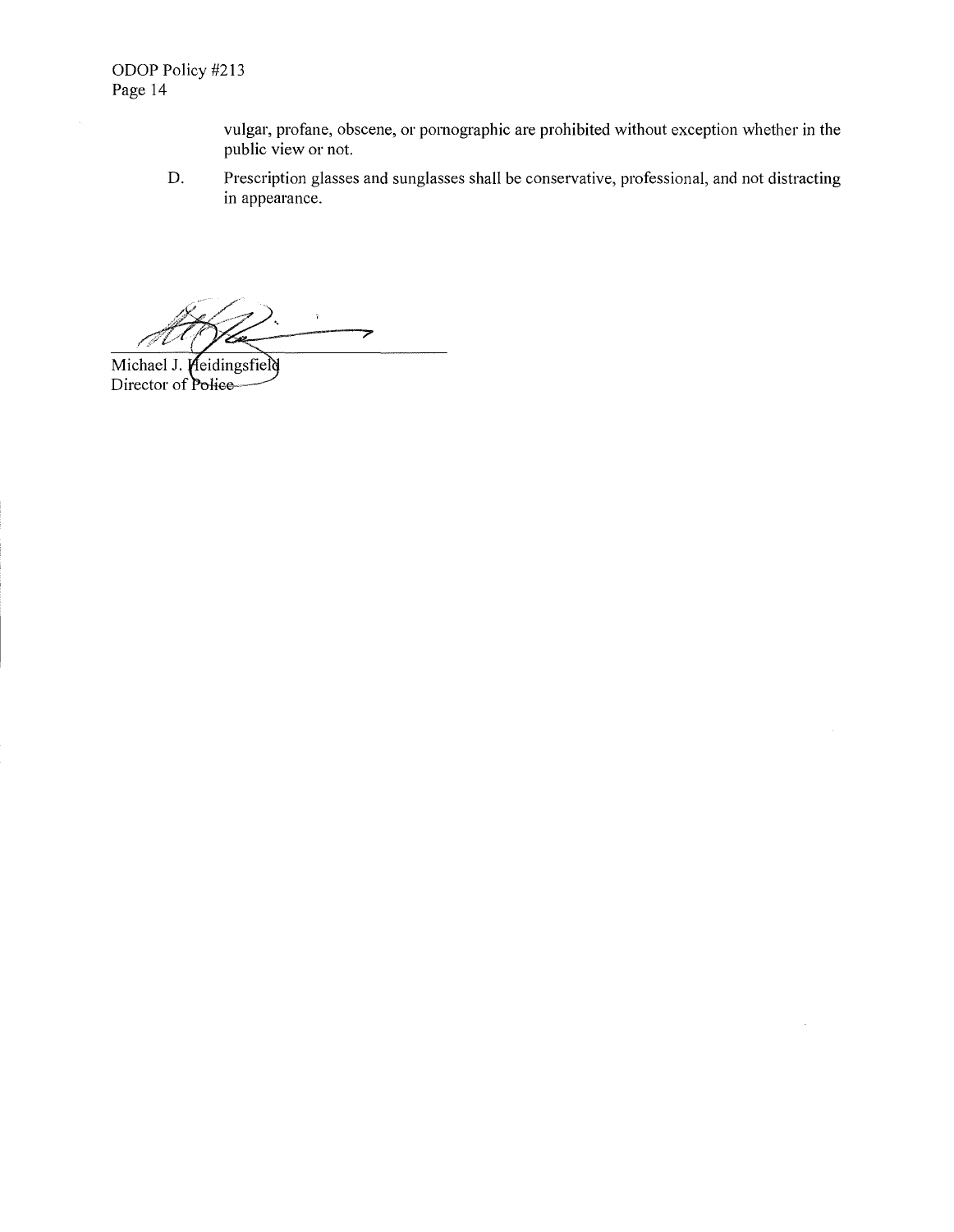vulgar, profane, obscene, or pornographic are prohibited without exception whether in the public view or not.

D. Prescription glasses and sunglasses shall be conservative, professional, and not distracting in appearance.

Michael J. Heidingsfield
Director of Police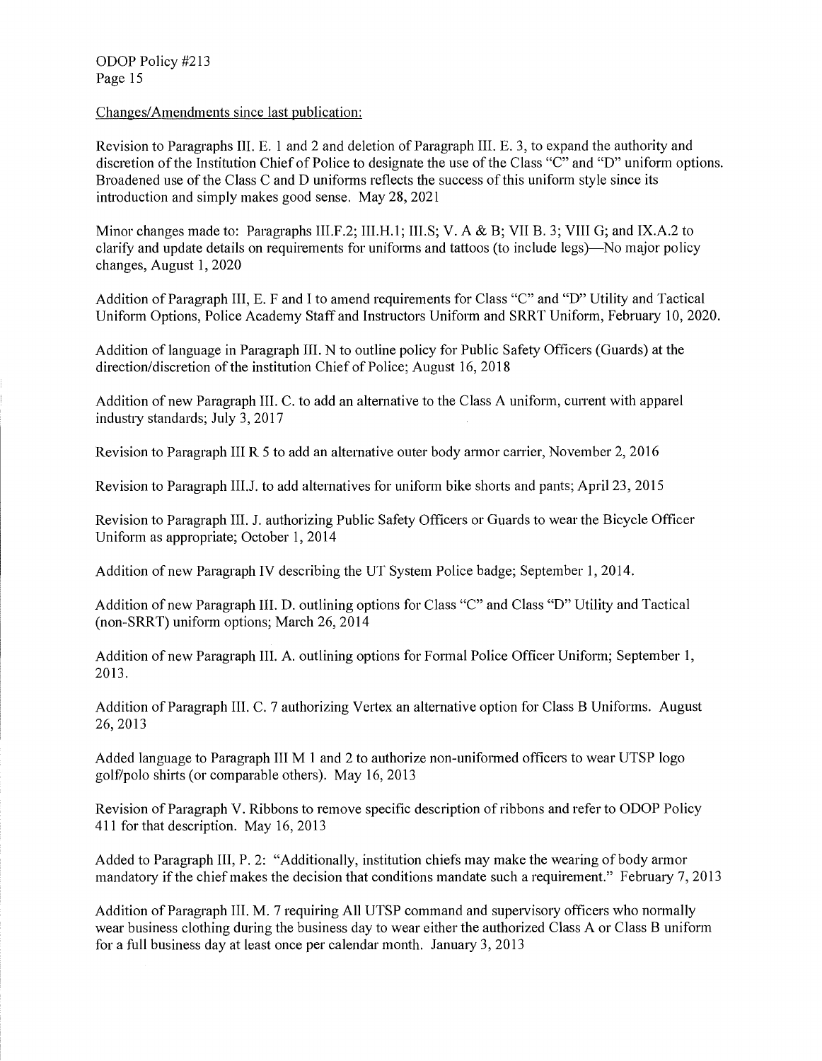Changes/Amendments since last publication:

Revision to Paragraphs III. E. 1 and 2 and deletion of Paragraph III. E. 3, to expand the authority and discretion of the Institution Chief of Police to designate the use of the Class "C" and "D" uniform options. Broadened use of the Class C and D uniforms reflects the success of this uniform style since its introduction and simply makes good sense. May 28, 2021

Minor changes made to: Paragraphs III.F.2; III.H.1; III.S; V. A & B; VII B. 3; VIII G; and IX.A.2 to clarify and update details on requirements for uniforms and tattoos (to include legs)—No major policy changes, August 1, 2020

Addition of Paragraph III, E. F and I to amend requirements for Class "C" and "D" Utility and Tactical Uniform Options, Police Academy Staff and Instructors Uniform and SRRT Uniform, February 10, 2020.

Addition of language in Paragraph III. N to outline policy for Public Safety Officers (Guards) at the direction/discretion of the institution Chief of Police; August 16, 2018

Addition of new Paragraph III. C. to add an alternative to the Class A uniform, current with apparel industry standards; July 3, 2017

Revision to Paragraph III R 5 to add an alternative outer body armor carrier, November 2, 2016

Revision to Paragraph III.J. to add alternatives for uniform bike shorts and pants; April 23, 2015

Revision to Paragraph III. J. authorizing Public Safety Officers or Guards to wear the Bicycle Officer Uniform as appropriate; October 1, 2014

Addition of new Paragraph IV describing the UT System Police badge; September 1, 2014.

Addition of new Paragraph III. D. outlining options for Class "C" and Class "D" Utility and Tactical (non-SRRT) uniform options; March 26, 2014

Addition of new Paragraph III. A. outlining options for Formal Police Officer Uniform; September 1, 2013.

Addition of Paragraph III. C. 7 authorizing Vertex an alternative option for Class B Uniforms. August 26, 2013

Added language to Paragraph III M 1 and 2 to authorize non-uniformed officers to wear UTSP logo golf/polo shirts (or comparable others). May 16, 2013

Revision of Paragraph V. Ribbons to remove specific description of ribbons and refer to ODOP Policy 411 for that description. May 16, 2013

Added to Paragraph III, P. 2: "Additionally, institution chiefs may make the wearing of body armor mandatory if the chief makes the decision that conditions mandate such a requirement." February 7, 2013

Addition of Paragraph III. M. 7 requiring All UTSP command and supervisory officers who normally wear business clothing during the business day to wear either the authorized Class A or Class B uniform for a full business day at least once per calendar month. January 3, 2013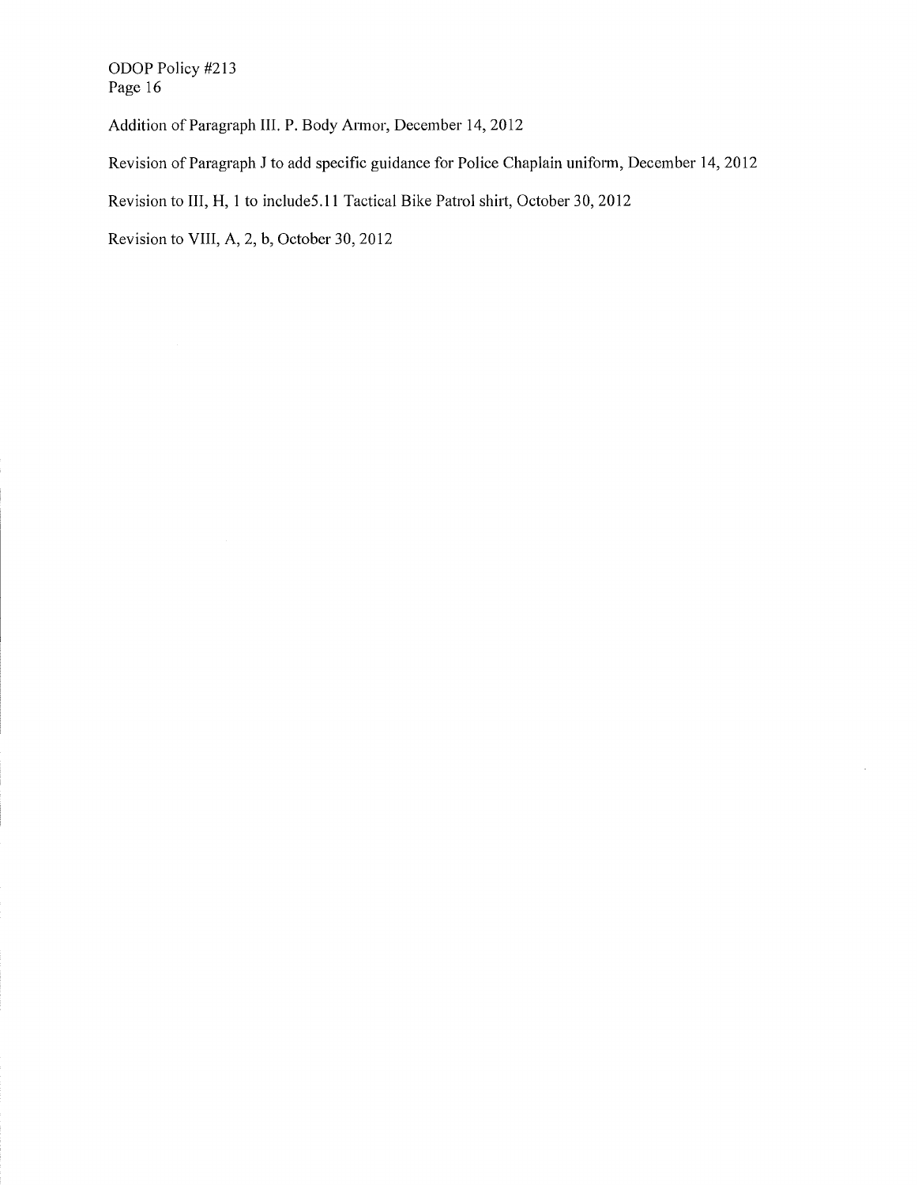Addition of Paragraph III. P. Body Armor, December 14, 2012

Revision of Paragraph J to add specific guidance for Police Chaplain uniform, December 14, 2012

Revision to III, H, 1 to include5.11 Tactical Bike Patrol shirt, October 30, 2012

Revision to VIII, A, 2, b, October 30, 2012